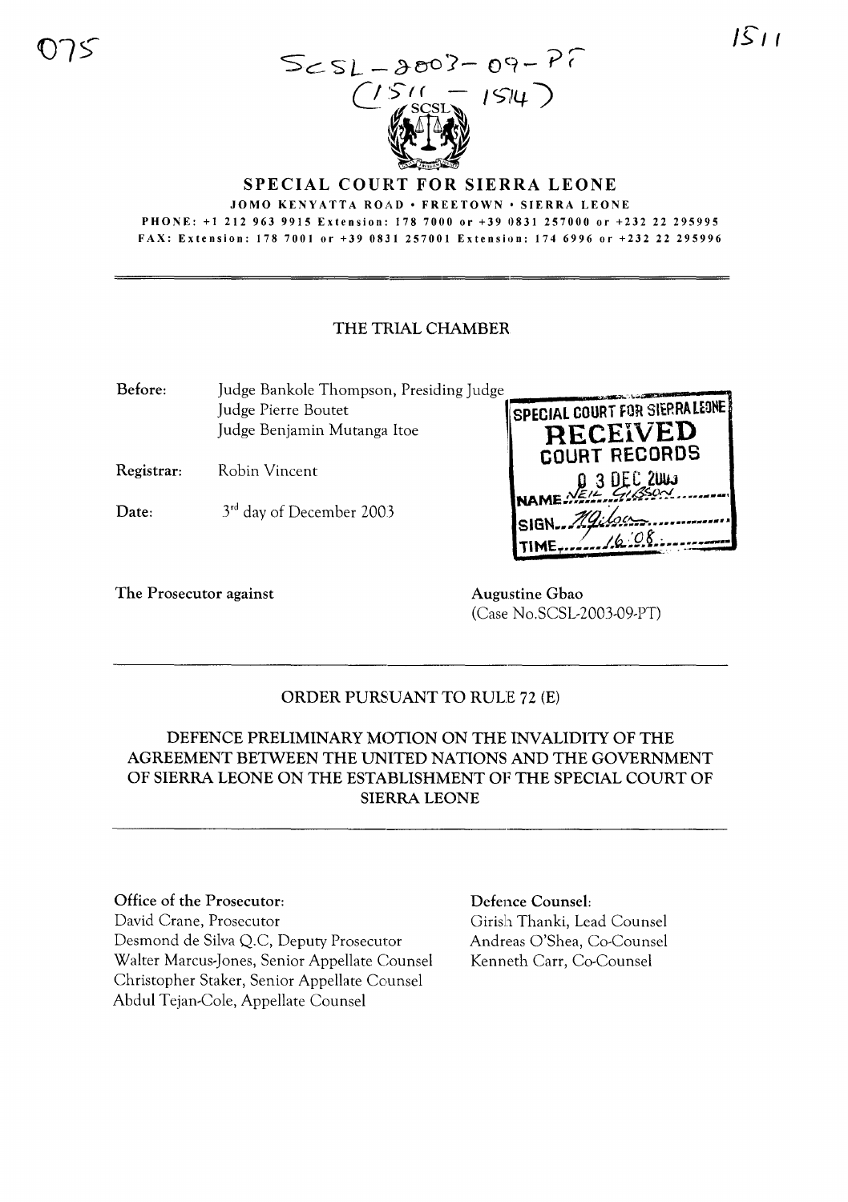075

SCSL-2003-09-PT
(1511 - 1514)

1511

# SPECIAL COURT FOR SIERRA LEONE

JOMO KENYATTA ROAD • FREETOWN • SIERRA LEONE

PHONE: +1 212 963 9915 Extension: 178 7000 or +39 0831 257000 or +232 22 295995

FAX: Extension: 178 7001 or +39 0831 257001 Extension: 174 6996 or +232 22 295996

## THE TRIAL CHAMBER

**Before:** Judge Bankole Thompson, Presiding Judge
Judge Pierre Boutet
Judge Benjamin Mutanga Itoe

**Registrar:** Robin Vincent

**Date:** 3rd day of December 2003

SPECIAL COURT FOR SIERRA LEONE
RECEIVED
COURT RECORDS
03 DEC 2003
NAME NEIL GIBSON
SIGN ...
TIME 16:08

**The Prosecutor against**

**Augustine Gbao**
(Case No.SCSL-2003-09-PT)

## ORDER PURSUANT TO RULE 72 (E)

## DEFENCE PRELIMINARY MOTION ON THE INVALIDITY OF THE AGREEMENT BETWEEN THE UNITED NATIONS AND THE GOVERNMENT OF SIERRA LEONE ON THE ESTABLISHMENT OF THE SPECIAL COURT OF SIERRA LEONE

**Office of the Prosecutor:**
David Crane, Prosecutor
Desmond de Silva Q.C, Deputy Prosecutor
Walter Marcus-Jones, Senior Appellate Counsel
Christopher Staker, Senior Appellate Counsel
Abdul Tejan-Cole, Appellate Counsel

**Defence Counsel:**
Girish Thanki, Lead Counsel
Andreas O'Shea, Co-Counsel
Kenneth Carr, Co-Counsel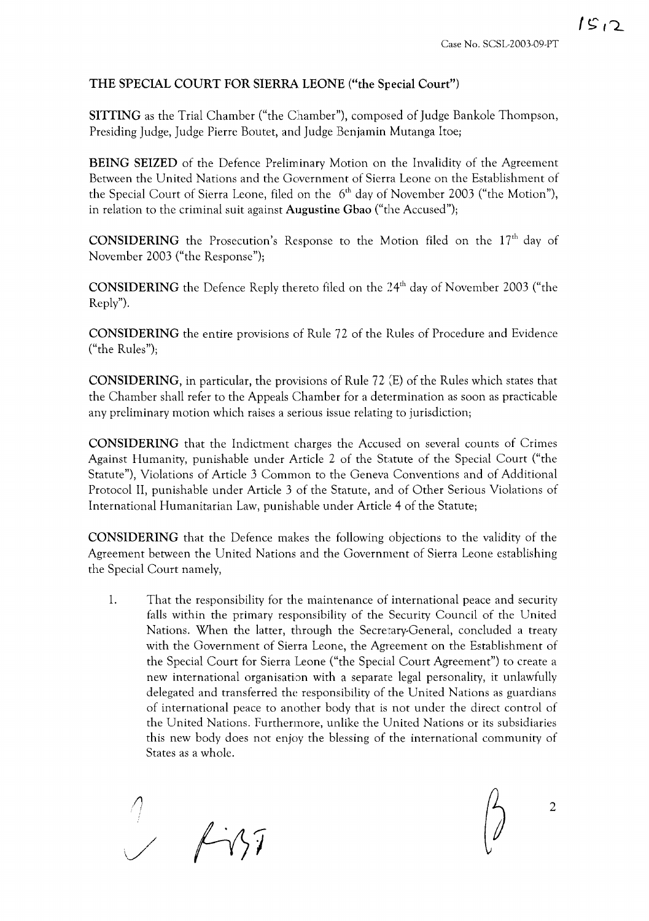**THE SPECIAL COURT FOR SIERRA LEONE ("the Special Court")**

**SITTING** as the Trial Chamber ("the Chamber"), composed of Judge Bankole Thompson, Presiding Judge, Judge Pierre Boutet, and Judge Benjamin Mutanga Itoe;

**BEING SEIZED** of the Defence Preliminary Motion on the Invalidity of the Agreement Between the United Nations and the Government of Sierra Leone on the Establishment of the Special Court of Sierra Leone, filed on the 6th day of November 2003 ("the Motion"), in relation to the criminal suit against **Augustine Gbao** ("the Accused");

**CONSIDERING** the Prosecution's Response to the Motion filed on the 17th day of November 2003 ("the Response");

**CONSIDERING** the Defence Reply thereto filed on the 24th day of November 2003 ("the Reply").

**CONSIDERING** the entire provisions of Rule 72 of the Rules of Procedure and Evidence ("the Rules");

**CONSIDERING**, in particular, the provisions of Rule 72 (E) of the Rules which states that the Chamber shall refer to the Appeals Chamber for a determination as soon as practicable any preliminary motion which raises a serious issue relating to jurisdiction;

**CONSIDERING** that the Indictment charges the Accused on several counts of Crimes Against Humanity, punishable under Article 2 of the Statute of the Special Court ("the Statute"), Violations of Article 3 Common to the Geneva Conventions and of Additional Protocol II, punishable under Article 3 of the Statute, and of Other Serious Violations of International Humanitarian Law, punishable under Article 4 of the Statute;

**CONSIDERING** that the Defence makes the following objections to the validity of the Agreement between the United Nations and the Government of Sierra Leone establishing the Special Court namely,

1. That the responsibility for the maintenance of international peace and security falls within the primary responsibility of the Security Council of the United Nations. When the latter, through the Secretary-General, concluded a treaty with the Government of Sierra Leone, the Agreement on the Establishment of the Special Court for Sierra Leone ("the Special Court Agreement") to create a new international organisation with a separate legal personality, it unlawfully delegated and transferred the responsibility of the United Nations as guardians of international peace to another body that is not under the direct control of the United Nations. Furthermore, unlike the United Nations or its subsidiaries this new body does not enjoy the blessing of the international community of States as a whole.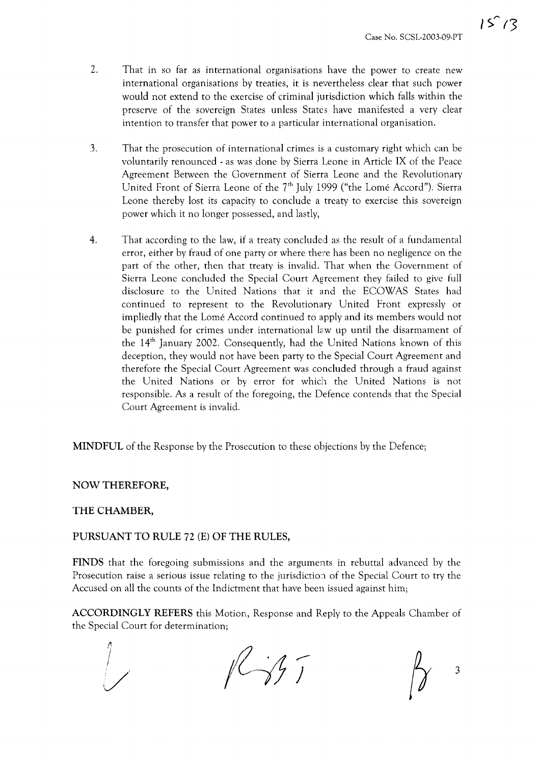2. That in so far as international organisations have the power to create new international organisations by treaties, it is nevertheless clear that such power would not extend to the exercise of criminal jurisdiction which falls within the preserve of the sovereign States unless States have manifested a very clear intention to transfer that power to a particular international organisation.

3. That the prosecution of international crimes is a customary right which can be voluntarily renounced - as was done by Sierra Leone in Article IX of the Peace Agreement Between the Government of Sierra Leone and the Revolutionary United Front of Sierra Leone of the 7th July 1999 ("the Lomé Accord"). Sierra Leone thereby lost its capacity to conclude a treaty to exercise this sovereign power which it no longer possessed, and lastly,

4. That according to the law, if a treaty concluded as the result of a fundamental error, either by fraud of one party or where there has been no negligence on the part of the other, then that treaty is invalid. That when the Government of Sierra Leone concluded the Special Court Agreement they failed to give full disclosure to the United Nations that it and the ECOWAS States had continued to represent to the Revolutionary United Front expressly or impliedly that the Lomé Accord continued to apply and its members would not be punished for crimes under international law up until the disarmament of the 14th January 2002. Consequently, had the United Nations known of this deception, they would not have been party to the Special Court Agreement and therefore the Special Court Agreement was concluded through a fraud against the United Nations or by error for which the United Nations is not responsible. As a result of the foregoing, the Defence contends that the Special Court Agreement is invalid.

**MINDFUL** of the Response by the Prosecution to these objections by the Defence;

**NOW THEREFORE,**

**THE CHAMBER,**

**PURSUANT TO RULE 72 (E) OF THE RULES,**

**FINDS** that the foregoing submissions and the arguments in rebuttal advanced by the Prosecution raise a serious issue relating to the jurisdiction of the Special Court to try the Accused on all the counts of the Indictment that have been issued against him;

**ACCORDINGLY REFERS** this Motion, Response and Reply to the Appeals Chamber of the Special Court for determination;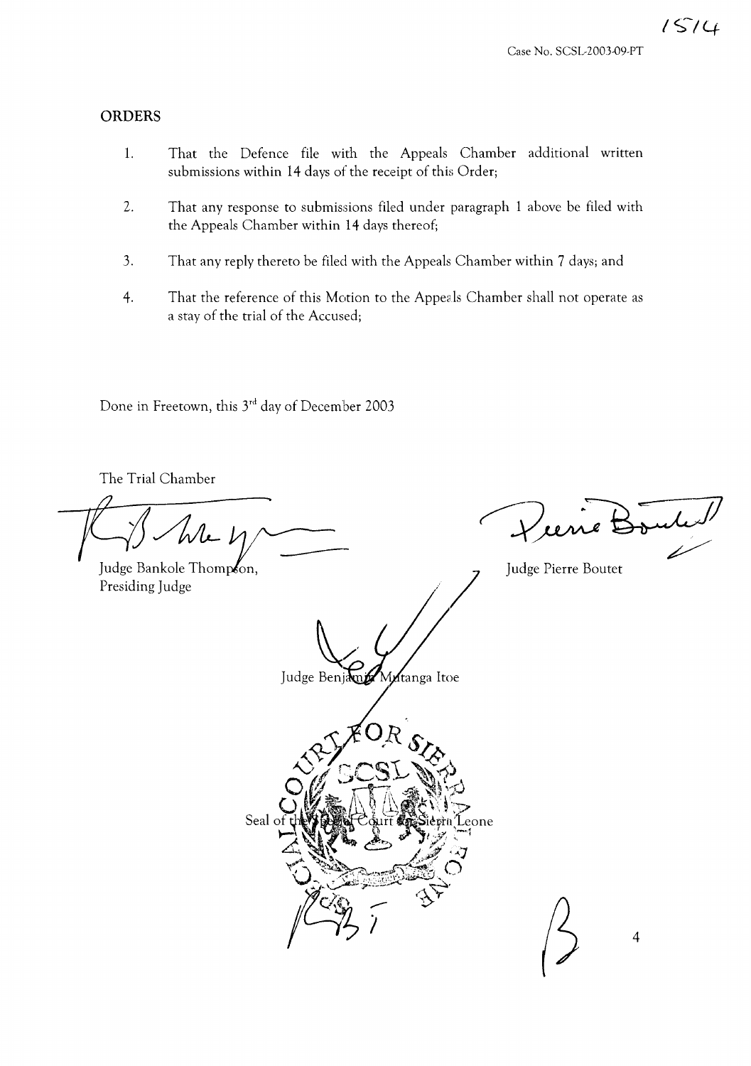Case No. SCSL-2003-09-PT

## ORDERS

1. That the Defence file with the Appeals Chamber additional written submissions within 14 days of the receipt of this Order;

2. That any response to submissions filed under paragraph 1 above be filed with the Appeals Chamber within 14 days thereof;

3. That any reply thereto be filed with the Appeals Chamber within 7 days; and

4. That the reference of this Motion to the Appeals Chamber shall not operate as a stay of the trial of the Accused;

Done in Freetown, this 3rd day of December 2003

The Trial Chamber

Judge Bankole Thompson,
Presiding Judge

Judge Pierre Boutet

Judge Benjamin Mutanga Itoe

Seal of the Special Court for Sierra Leone